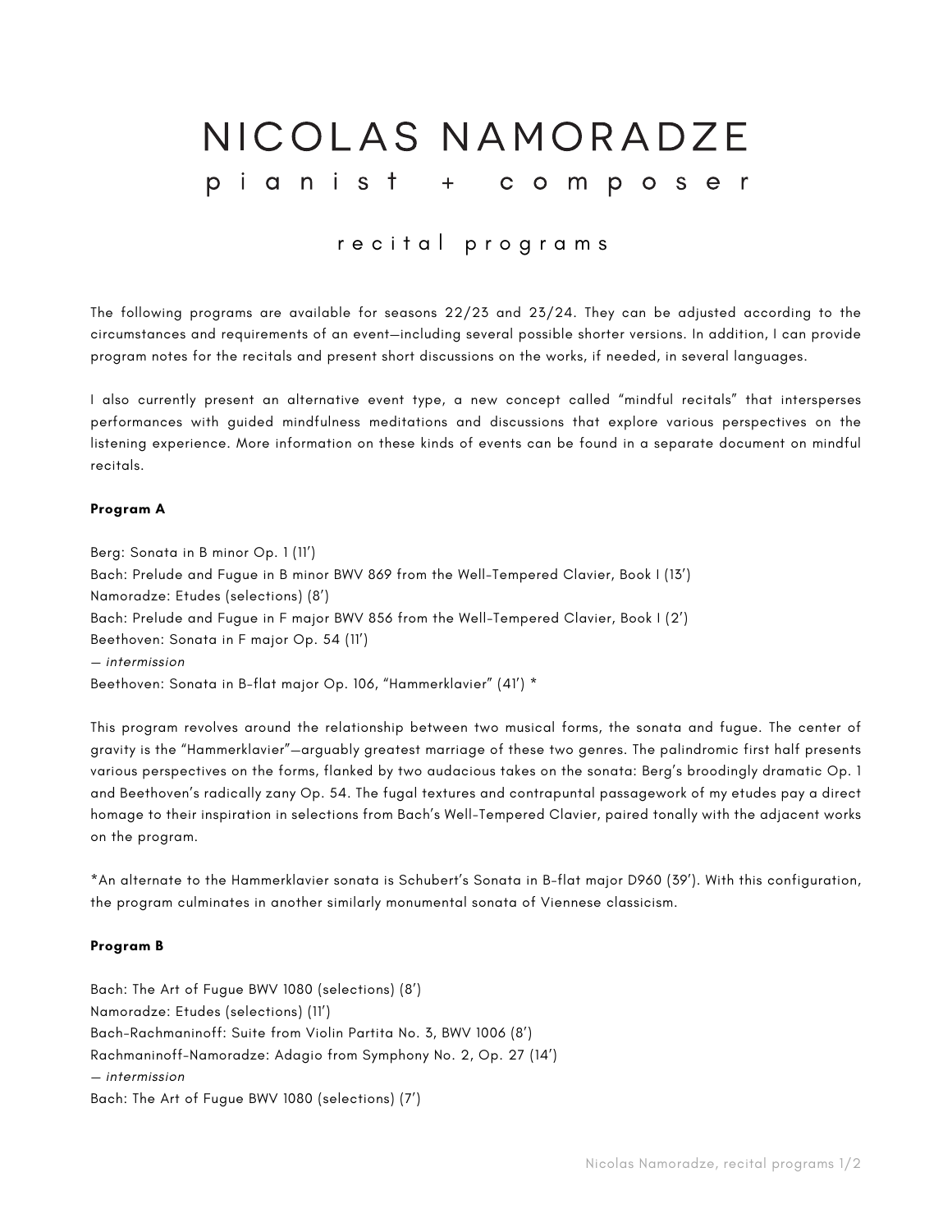# NICOLAS NAMORADZE

## pianist + composer

### recital programs

The following programs are available for seasons 22/23 and 23/24. They can be adjusted according to the circumstances and requirements of an event—including several possible shorter versions. In addition, I can provide program notes for the recitals and present short discussions on the works, if needed, in several languages.

I also currently present an alternative event type, a new concept called "mindful recitals" that intersperses performances with guided mindfulness meditations and discussions that explore various perspectives on the listening experience. More information on these kinds of events can be found in a separate document on mindful recitals.

**Program A**

Berg: Sonata in B minor Op. 1 (11')
Bach: Prelude and Fugue in B minor BWV 869 from the Well-Tempered Clavier, Book I (13')
Namoradze: Etudes (selections) (8')
Bach: Prelude and Fugue in F major BWV 856 from the Well-Tempered Clavier, Book I (2')
Beethoven: Sonata in F major Op. 54 (11')
*— intermission*
Beethoven: Sonata in B-flat major Op. 106, "Hammerklavier" (41') *

This program revolves around the relationship between two musical forms, the sonata and fugue. The center of gravity is the "Hammerklavier"—arguably greatest marriage of these two genres. The palindromic first half presents various perspectives on the forms, flanked by two audacious takes on the sonata: Berg's broodingly dramatic Op. 1 and Beethoven's radically zany Op. 54. The fugal textures and contrapuntal passagework of my etudes pay a direct homage to their inspiration in selections from Bach's Well-Tempered Clavier, paired tonally with the adjacent works on the program.

*An alternate to the Hammerklavier sonata is Schubert's Sonata in B-flat major D960 (39'). With this configuration, the program culminates in another similarly monumental sonata of Viennese classicism.

**Program B**

Bach: The Art of Fugue BWV 1080 (selections) (8')
Namoradze: Etudes (selections) (11')
Bach-Rachmaninoff: Suite from Violin Partita No. 3, BWV 1006 (8')
Rachmaninoff-Namoradze: Adagio from Symphony No. 2, Op. 27 (14')
*— intermission*
Bach: The Art of Fugue BWV 1080 (selections) (7')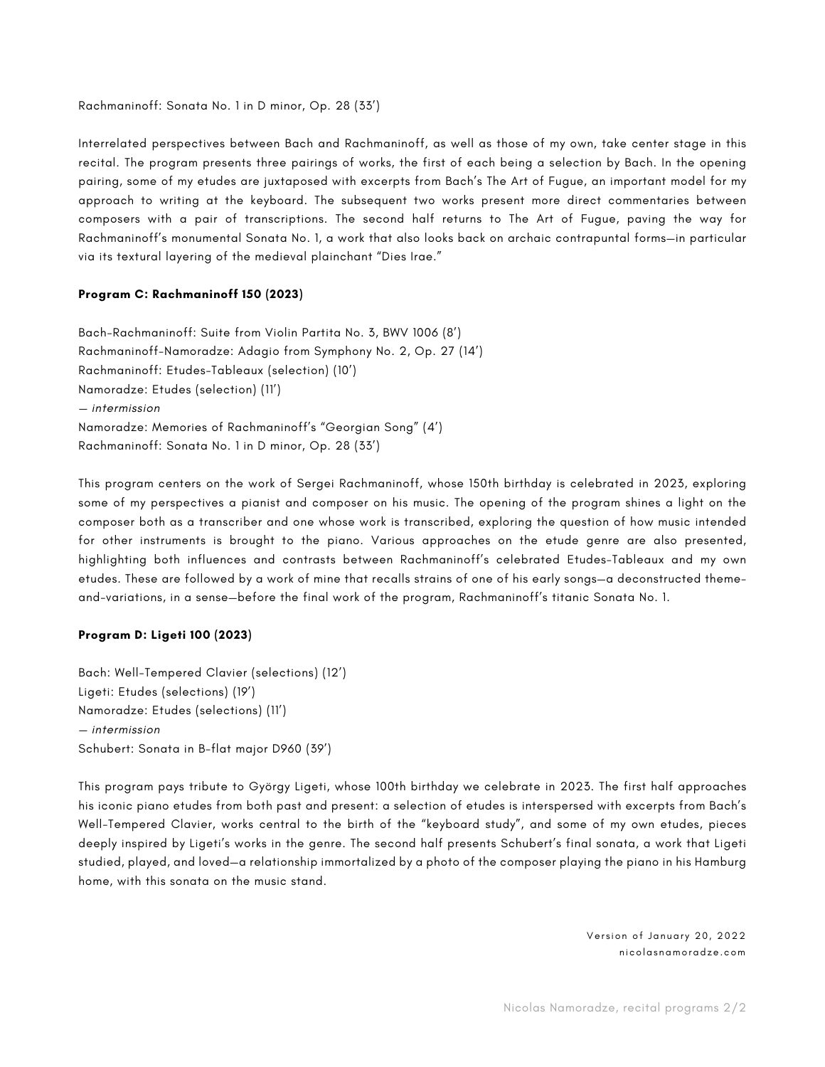Rachmaninoff: Sonata No. 1 in D minor, Op. 28 (33')

Interrelated perspectives between Bach and Rachmaninoff, as well as those of my own, take center stage in this recital. The program presents three pairings of works, the first of each being a selection by Bach. In the opening pairing, some of my etudes are juxtaposed with excerpts from Bach's The Art of Fugue, an important model for my approach to writing at the keyboard. The subsequent two works present more direct commentaries between composers with a pair of transcriptions. The second half returns to The Art of Fugue, paving the way for Rachmaninoff's monumental Sonata No. 1, a work that also looks back on archaic contrapuntal forms—in particular via its textural layering of the medieval plainchant "Dies Irae."

**Program C: Rachmaninoff 150 (2023)**

Bach-Rachmaninoff: Suite from Violin Partita No. 3, BWV 1006 (8')
Rachmaninoff-Namoradze: Adagio from Symphony No. 2, Op. 27 (14')
Rachmaninoff: Etudes-Tableaux (selection) (10')
Namoradze: Etudes (selection) (11')
*— intermission*
Namoradze: Memories of Rachmaninoff's "Georgian Song" (4')
Rachmaninoff: Sonata No. 1 in D minor, Op. 28 (33')

This program centers on the work of Sergei Rachmaninoff, whose 150th birthday is celebrated in 2023, exploring some of my perspectives a pianist and composer on his music. The opening of the program shines a light on the composer both as a transcriber and one whose work is transcribed, exploring the question of how music intended for other instruments is brought to the piano. Various approaches on the etude genre are also presented, highlighting both influences and contrasts between Rachmaninoff's celebrated Etudes-Tableaux and my own etudes. These are followed by a work of mine that recalls strains of one of his early songs—a deconstructed theme-and-variations, in a sense—before the final work of the program, Rachmaninoff's titanic Sonata No. 1.

**Program D: Ligeti 100 (2023)**

Bach: Well-Tempered Clavier (selections) (12')
Ligeti: Etudes (selections) (19')
Namoradze: Etudes (selections) (11')
*— intermission*
Schubert: Sonata in B-flat major D960 (39')

This program pays tribute to György Ligeti, whose 100th birthday we celebrate in 2023. The first half approaches his iconic piano etudes from both past and present: a selection of etudes is interspersed with excerpts from Bach's Well-Tempered Clavier, works central to the birth of the "keyboard study", and some of my own etudes, pieces deeply inspired by Ligeti's works in the genre. The second half presents Schubert's final sonata, a work that Ligeti studied, played, and loved—a relationship immortalized by a photo of the composer playing the piano in his Hamburg home, with this sonata on the music stand.

Version of January 20, 2022
nicolasnamoradze.com